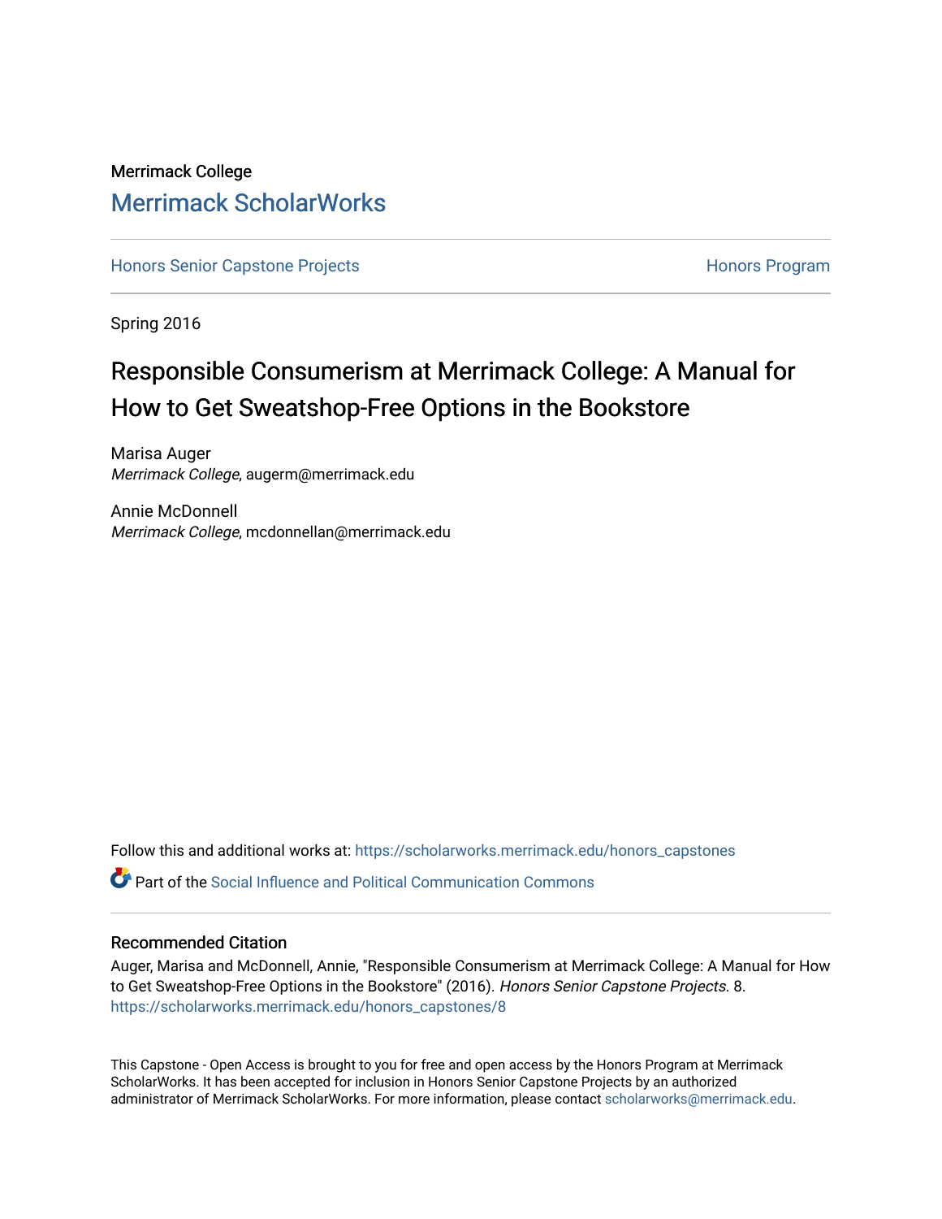Merrimack College

# Merrimack ScholarWorks

Honors Senior Capstone Projects | Honors Program

Spring 2016

## Responsible Consumerism at Merrimack College: A Manual for How to Get Sweatshop-Free Options in the Bookstore

Marisa Auger
*Merrimack College*, augerm@merrimack.edu

Annie McDonnell
*Merrimack College*, mcdonnellan@merrimack.edu

Follow this and additional works at: https://scholarworks.merrimack.edu/honors_capstones

Part of the Social Influence and Political Communication Commons

### Recommended Citation

Auger, Marisa and McDonnell, Annie, "Responsible Consumerism at Merrimack College: A Manual for How to Get Sweatshop-Free Options in the Bookstore" (2016). *Honors Senior Capstone Projects*. 8.
https://scholarworks.merrimack.edu/honors_capstones/8

This Capstone - Open Access is brought to you for free and open access by the Honors Program at Merrimack ScholarWorks. It has been accepted for inclusion in Honors Senior Capstone Projects by an authorized administrator of Merrimack ScholarWorks. For more information, please contact scholarworks@merrimack.edu.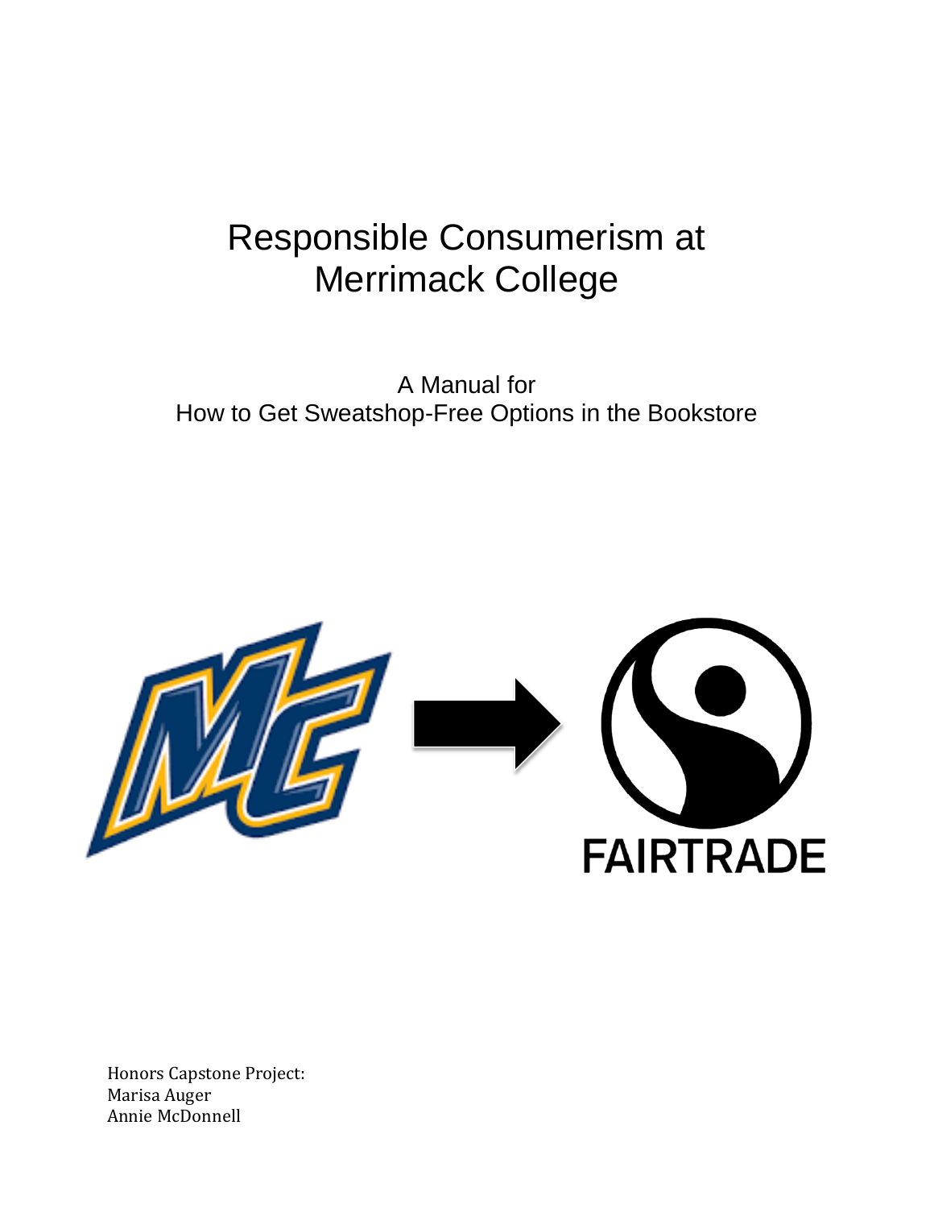# Responsible Consumerism at Merrimack College

A Manual for
How to Get Sweatshop-Free Options in the Bookstore

FAIRTRADE

Honors Capstone Project:
Marisa Auger
Annie McDonnell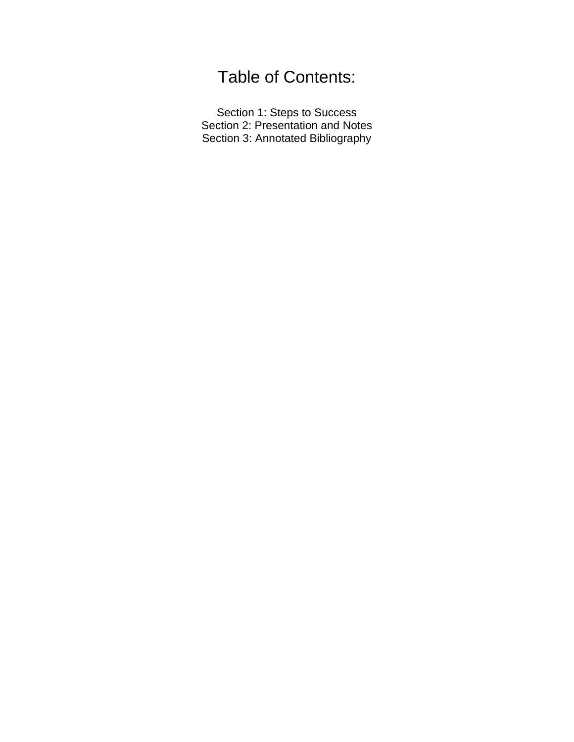# Table of Contents:

Section 1: Steps to Success
Section 2: Presentation and Notes
Section 3: Annotated Bibliography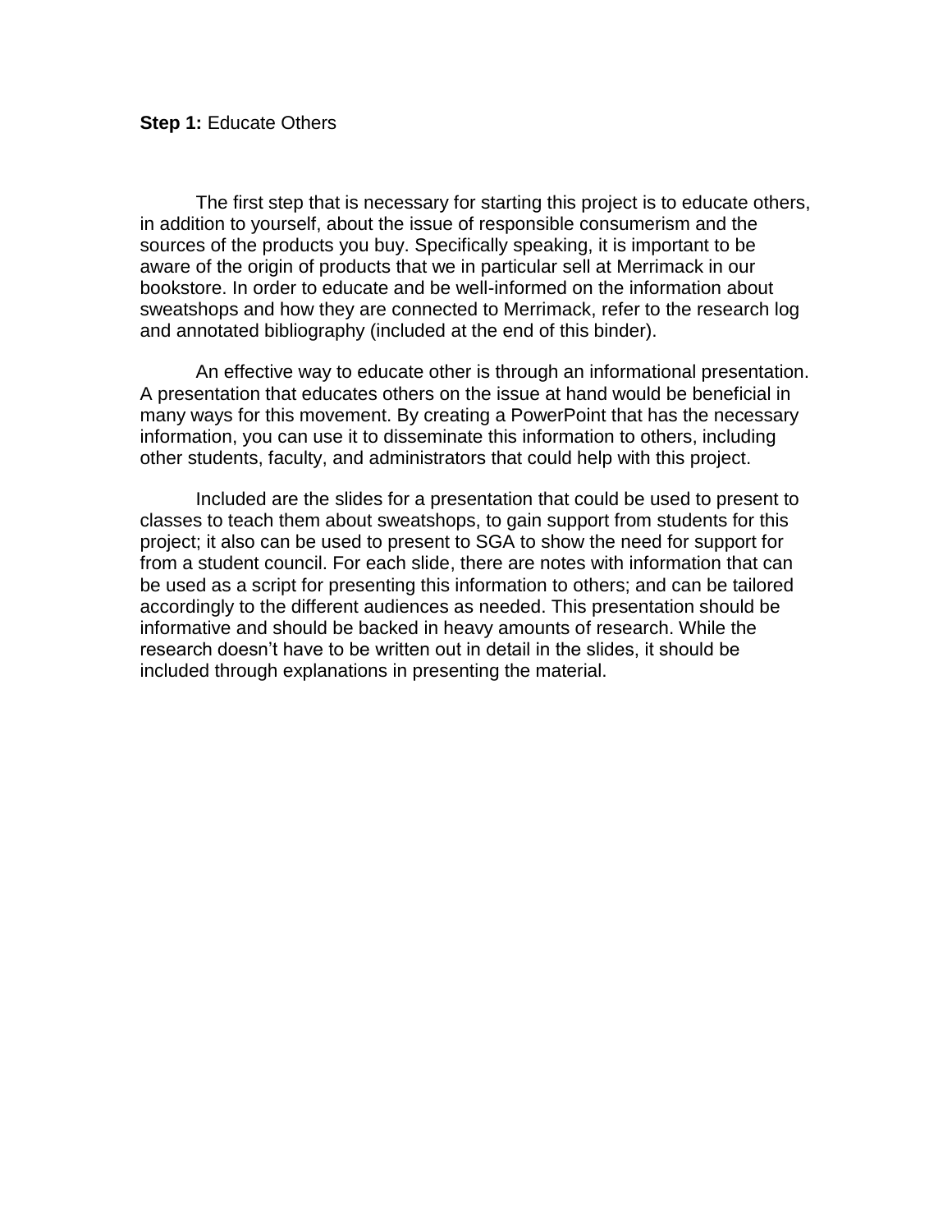**Step 1:** Educate Others

The first step that is necessary for starting this project is to educate others, in addition to yourself, about the issue of responsible consumerism and the sources of the products you buy. Specifically speaking, it is important to be aware of the origin of products that we in particular sell at Merrimack in our bookstore. In order to educate and be well-informed on the information about sweatshops and how they are connected to Merrimack, refer to the research log and annotated bibliography (included at the end of this binder).

An effective way to educate other is through an informational presentation. A presentation that educates others on the issue at hand would be beneficial in many ways for this movement. By creating a PowerPoint that has the necessary information, you can use it to disseminate this information to others, including other students, faculty, and administrators that could help with this project.

Included are the slides for a presentation that could be used to present to classes to teach them about sweatshops, to gain support from students for this project; it also can be used to present to SGA to show the need for support for from a student council. For each slide, there are notes with information that can be used as a script for presenting this information to others; and can be tailored accordingly to the different audiences as needed. This presentation should be informative and should be backed in heavy amounts of research. While the research doesn't have to be written out in detail in the slides, it should be included through explanations in presenting the material.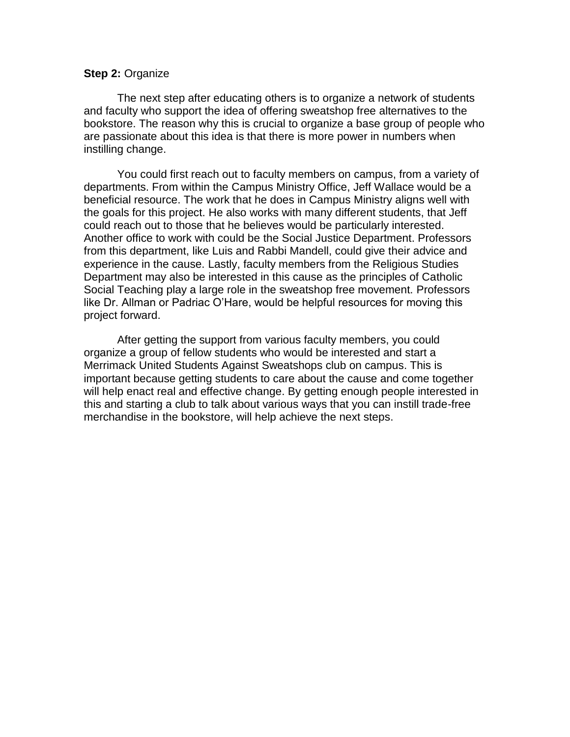**Step 2:** Organize

The next step after educating others is to organize a network of students and faculty who support the idea of offering sweatshop free alternatives to the bookstore. The reason why this is crucial to organize a base group of people who are passionate about this idea is that there is more power in numbers when instilling change.

You could first reach out to faculty members on campus, from a variety of departments. From within the Campus Ministry Office, Jeff Wallace would be a beneficial resource. The work that he does in Campus Ministry aligns well with the goals for this project. He also works with many different students, that Jeff could reach out to those that he believes would be particularly interested. Another office to work with could be the Social Justice Department. Professors from this department, like Luis and Rabbi Mandell, could give their advice and experience in the cause. Lastly, faculty members from the Religious Studies Department may also be interested in this cause as the principles of Catholic Social Teaching play a large role in the sweatshop free movement. Professors like Dr. Allman or Padriac O'Hare, would be helpful resources for moving this project forward.

After getting the support from various faculty members, you could organize a group of fellow students who would be interested and start a Merrimack United Students Against Sweatshops club on campus. This is important because getting students to care about the cause and come together will help enact real and effective change. By getting enough people interested in this and starting a club to talk about various ways that you can instill trade-free merchandise in the bookstore, will help achieve the next steps.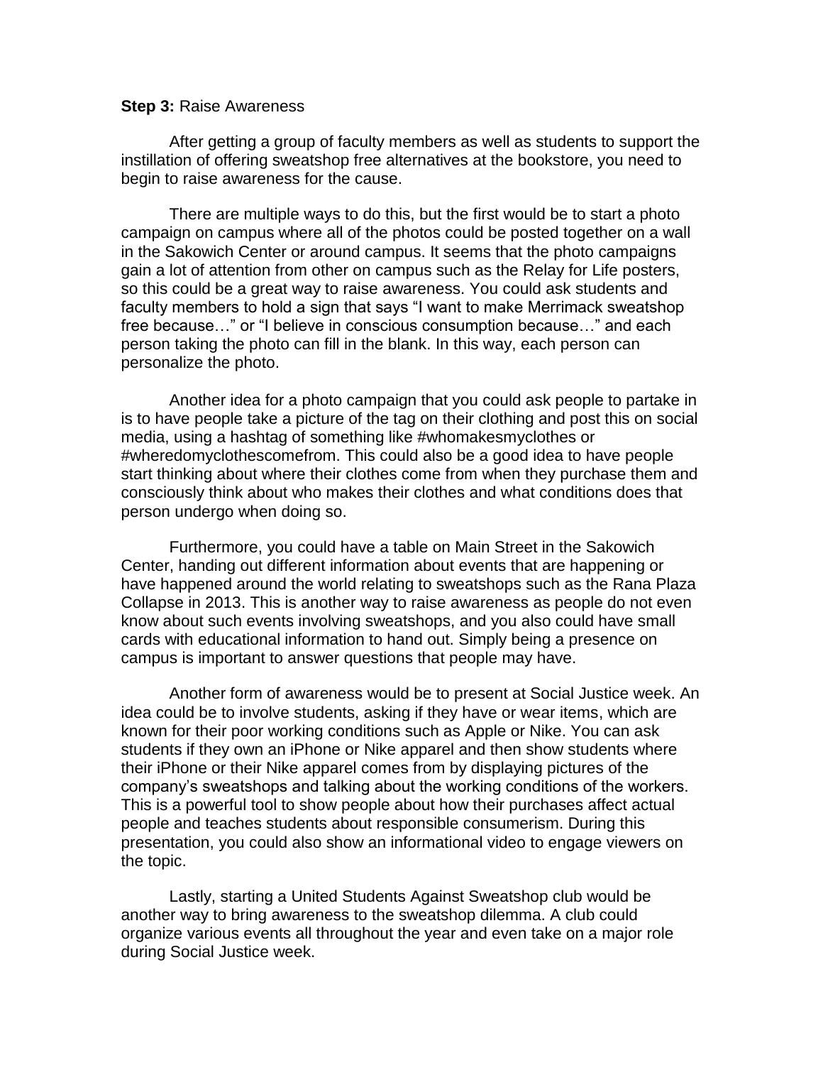**Step 3:** Raise Awareness

After getting a group of faculty members as well as students to support the instillation of offering sweatshop free alternatives at the bookstore, you need to begin to raise awareness for the cause.

There are multiple ways to do this, but the first would be to start a photo campaign on campus where all of the photos could be posted together on a wall in the Sakowich Center or around campus. It seems that the photo campaigns gain a lot of attention from other on campus such as the Relay for Life posters, so this could be a great way to raise awareness. You could ask students and faculty members to hold a sign that says "I want to make Merrimack sweatshop free because…" or "I believe in conscious consumption because…" and each person taking the photo can fill in the blank. In this way, each person can personalize the photo.

Another idea for a photo campaign that you could ask people to partake in is to have people take a picture of the tag on their clothing and post this on social media, using a hashtag of something like #whomakesmyclothes or #wheredomyclothescomefrom. This could also be a good idea to have people start thinking about where their clothes come from when they purchase them and consciously think about who makes their clothes and what conditions does that person undergo when doing so.

Furthermore, you could have a table on Main Street in the Sakowich Center, handing out different information about events that are happening or have happened around the world relating to sweatshops such as the Rana Plaza Collapse in 2013. This is another way to raise awareness as people do not even know about such events involving sweatshops, and you also could have small cards with educational information to hand out. Simply being a presence on campus is important to answer questions that people may have.

Another form of awareness would be to present at Social Justice week. An idea could be to involve students, asking if they have or wear items, which are known for their poor working conditions such as Apple or Nike. You can ask students if they own an iPhone or Nike apparel and then show students where their iPhone or their Nike apparel comes from by displaying pictures of the company's sweatshops and talking about the working conditions of the workers. This is a powerful tool to show people about how their purchases affect actual people and teaches students about responsible consumerism. During this presentation, you could also show an informational video to engage viewers on the topic.

Lastly, starting a United Students Against Sweatshop club would be another way to bring awareness to the sweatshop dilemma. A club could organize various events all throughout the year and even take on a major role during Social Justice week.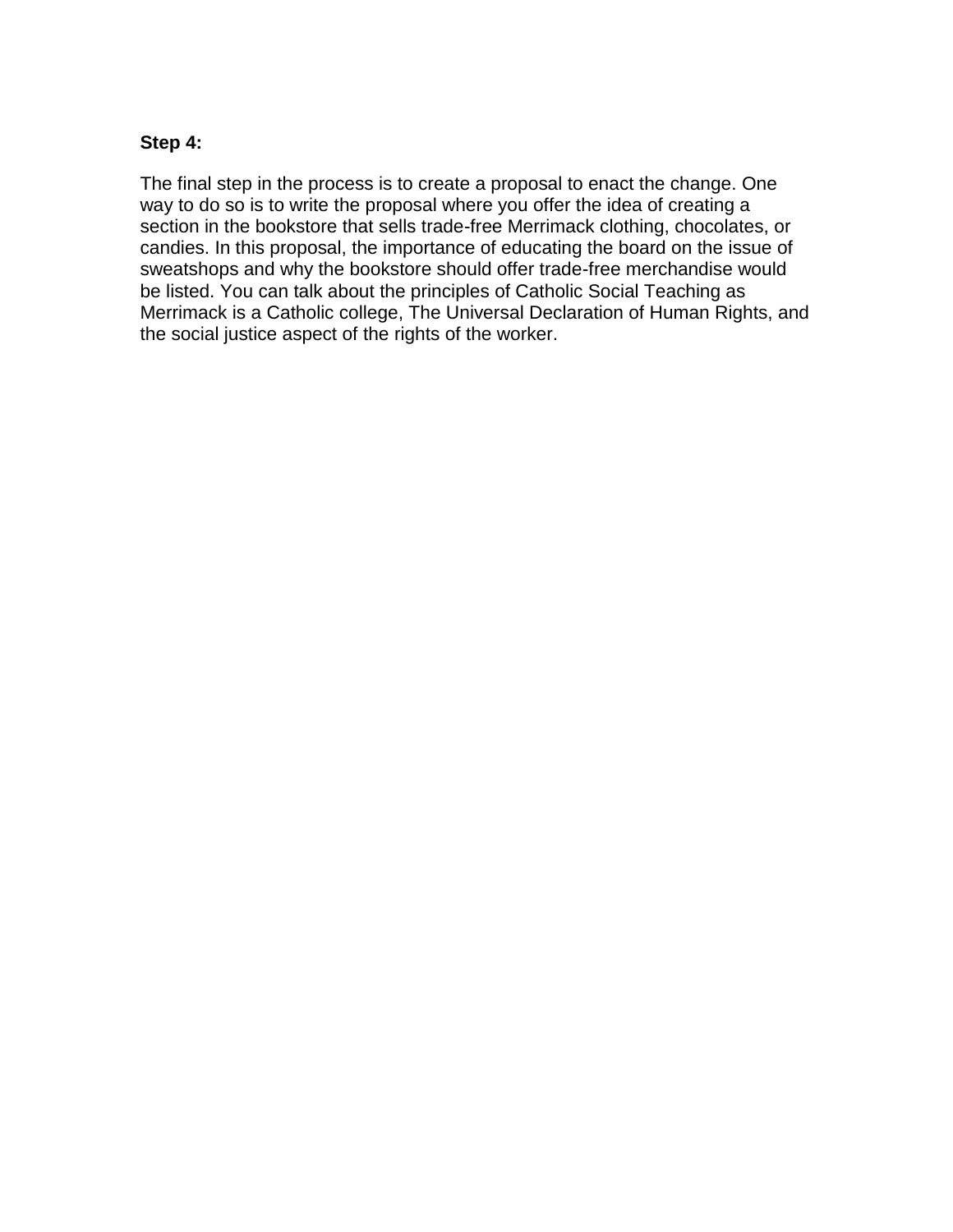**Step 4:**

The final step in the process is to create a proposal to enact the change. One way to do so is to write the proposal where you offer the idea of creating a section in the bookstore that sells trade-free Merrimack clothing, chocolates, or candies. In this proposal, the importance of educating the board on the issue of sweatshops and why the bookstore should offer trade-free merchandise would be listed. You can talk about the principles of Catholic Social Teaching as Merrimack is a Catholic college, The Universal Declaration of Human Rights, and the social justice aspect of the rights of the worker.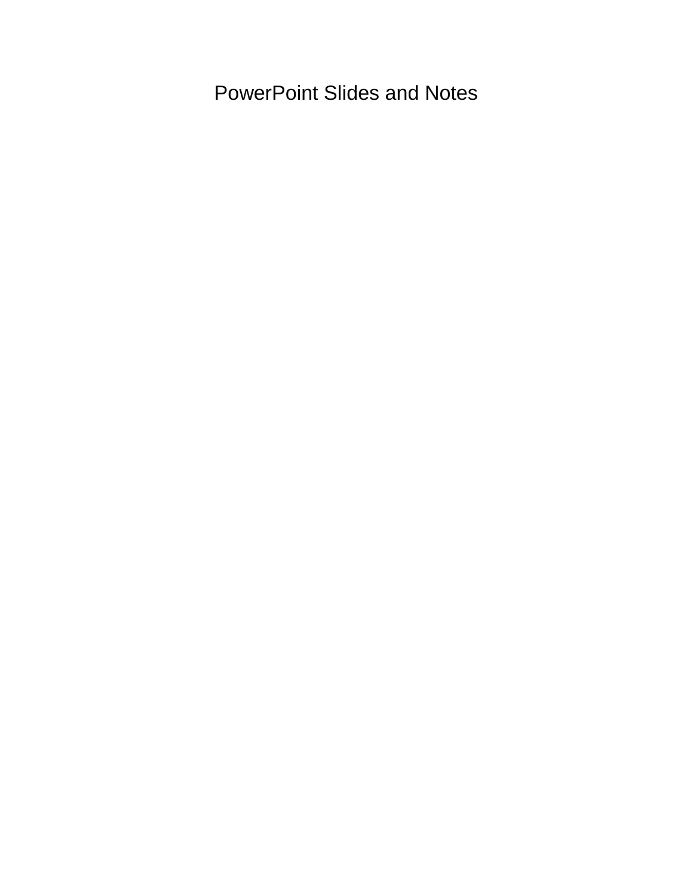# PowerPoint Slides and Notes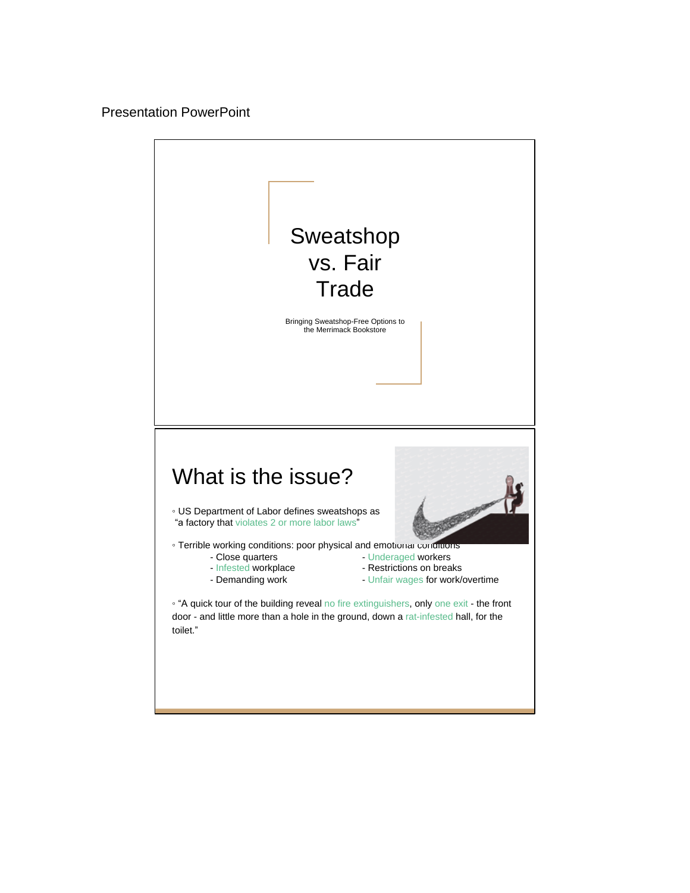Presentation PowerPoint

# Sweatshop vs. Fair Trade

Bringing Sweatshop-Free Options to the Merrimack Bookstore

## What is the issue?

- US Department of Labor defines sweatshops as "a factory that violates 2 or more labor laws"
- Terrible working conditions: poor physical and emotional conditions
  - Close quarters
  - Infested workplace
  - Demanding work
  - Underaged workers
  - Restrictions on breaks
  - Unfair wages for work/overtime
- "A quick tour of the building reveal no fire extinguishers, only one exit - the front door - and little more than a hole in the ground, down a rat-infested hall, for the toilet."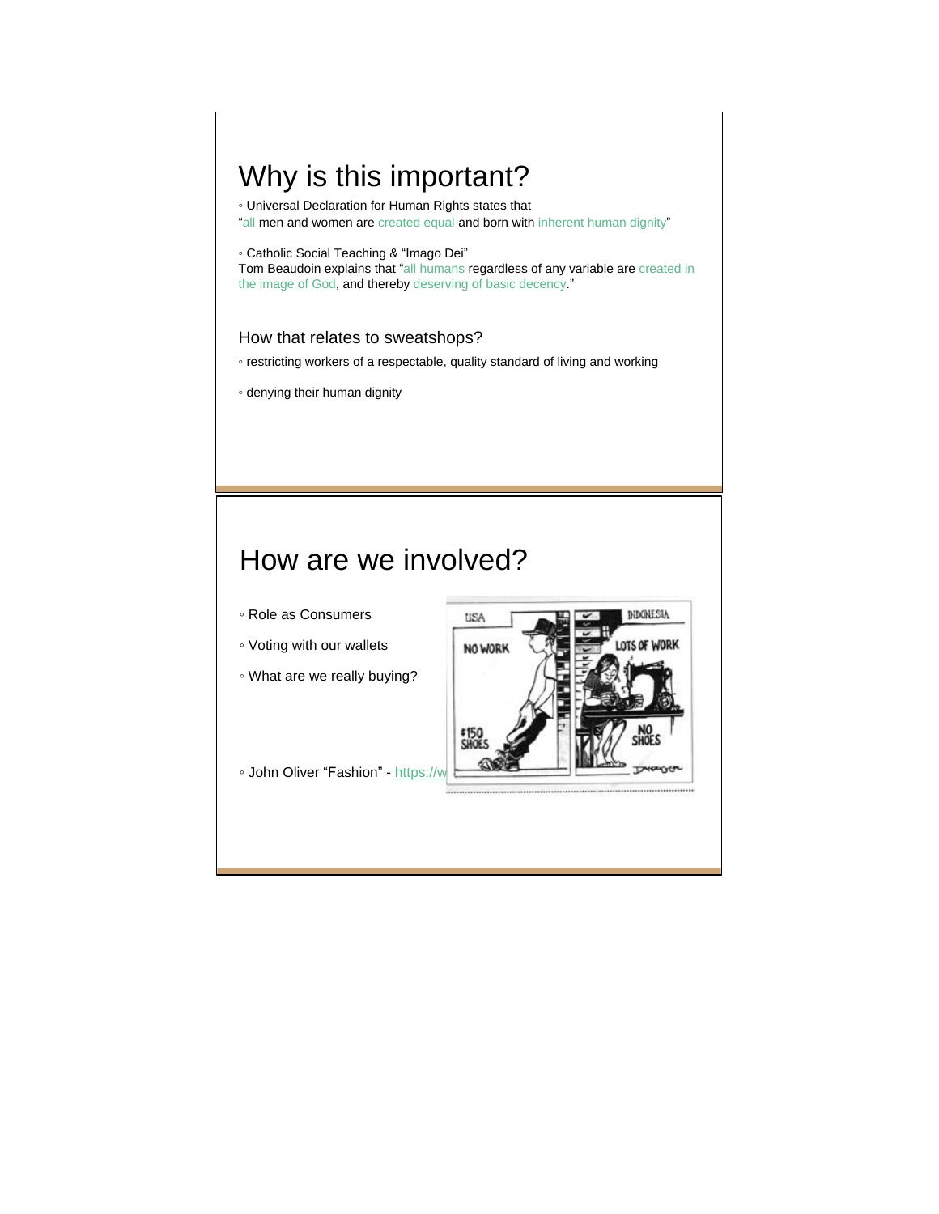# Why is this important?

◦ Universal Declaration for Human Rights states that
"all men and women are created equal and born with inherent human dignity"

◦ Catholic Social Teaching & "Imago Dei"
Tom Beaudoin explains that "all humans regardless of any variable are created in the image of God, and thereby deserving of basic decency."

## How that relates to sweatshops?

◦ restricting workers of a respectable, quality standard of living and working

◦ denying their human dignity

# How are we involved?

◦ Role as Consumers

◦ Voting with our wallets

◦ What are we really buying?

◦ John Oliver "Fashion" - https://w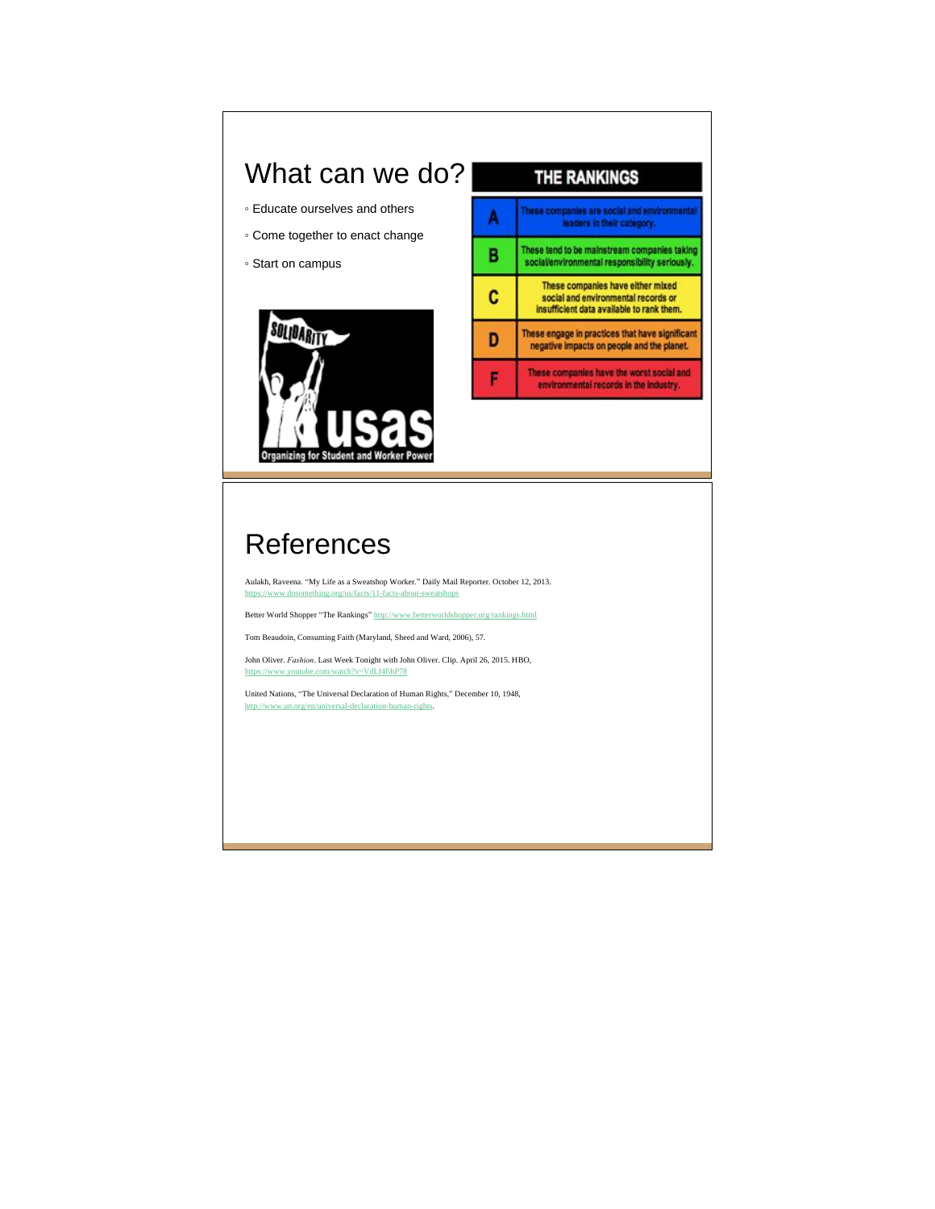# What can we do?

- Educate ourselves and others
- Come together to enact change
- Start on campus

| THE RANKINGS | |
|---|---|
| A | These companies are social and environmental leaders in their category. |
| B | These tend to be mainstream companies taking social/environmental responsibility seriously. |
| C | These companies have either mixed social and environmental records or insufficient data available to rank them. |
| D | These engage in practices that have significant negative impacts on people and the planet. |
| F | These companies have the worst social and environmental records in the industry. |

SOLIDARITY usas Organizing for Student and Worker Power

# References

Aulakh, Raveena. "My Life as a Sweatshop Worker." Daily Mail Reporter. October 12, 2013. https://www.dosomething.org/us/facts/11-facts-about-sweatshops

Better World Shopper "The Rankings" http://www.betterworldshopper.org/rankings.html

Tom Beaudoin, Consuming Faith (Maryland, Sheed and Ward, 2006), 57.

John Oliver. *Fashion*. Last Week Tonight with John Oliver. Clip. April 26, 2015. HBO, https://www.youtube.com/watch?v=VdLf4fihP78

United Nations, "The Universal Declaration of Human Rights," December 10, 1948, http://www.un.org/en/universal-declaration-human-rights.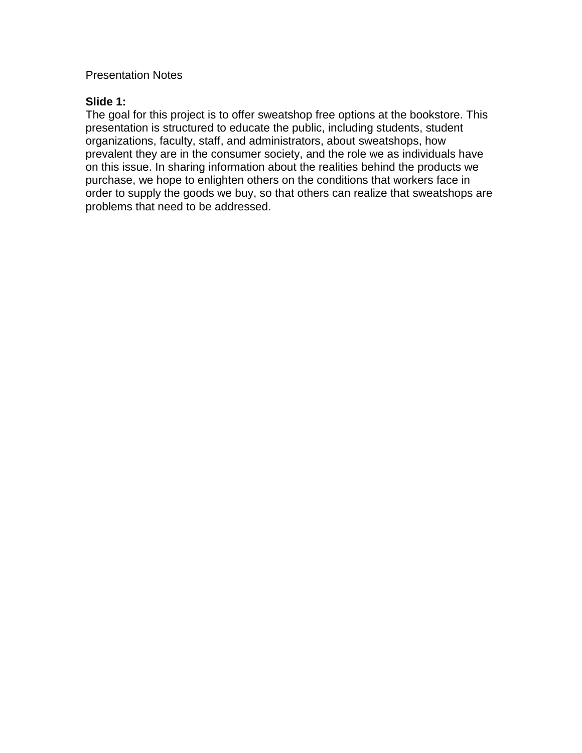Presentation Notes

**Slide 1:**

The goal for this project is to offer sweatshop free options at the bookstore. This presentation is structured to educate the public, including students, student organizations, faculty, staff, and administrators, about sweatshops, how prevalent they are in the consumer society, and the role we as individuals have on this issue. In sharing information about the realities behind the products we purchase, we hope to enlighten others on the conditions that workers face in order to supply the goods we buy, so that others can realize that sweatshops are problems that need to be addressed.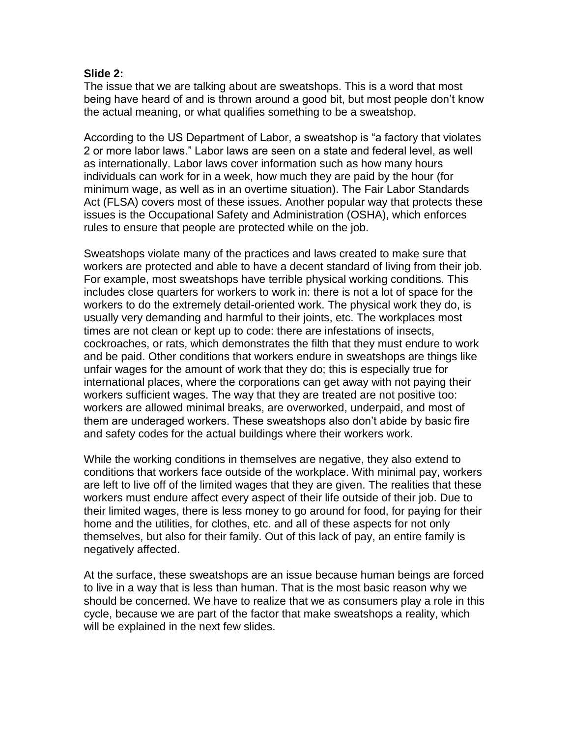**Slide 2:**

The issue that we are talking about are sweatshops. This is a word that most being have heard of and is thrown around a good bit, but most people don't know the actual meaning, or what qualifies something to be a sweatshop.

According to the US Department of Labor, a sweatshop is "a factory that violates 2 or more labor laws." Labor laws are seen on a state and federal level, as well as internationally. Labor laws cover information such as how many hours individuals can work for in a week, how much they are paid by the hour (for minimum wage, as well as in an overtime situation). The Fair Labor Standards Act (FLSA) covers most of these issues. Another popular way that protects these issues is the Occupational Safety and Administration (OSHA), which enforces rules to ensure that people are protected while on the job.

Sweatshops violate many of the practices and laws created to make sure that workers are protected and able to have a decent standard of living from their job. For example, most sweatshops have terrible physical working conditions. This includes close quarters for workers to work in: there is not a lot of space for the workers to do the extremely detail-oriented work. The physical work they do, is usually very demanding and harmful to their joints, etc. The workplaces most times are not clean or kept up to code: there are infestations of insects, cockroaches, or rats, which demonstrates the filth that they must endure to work and be paid. Other conditions that workers endure in sweatshops are things like unfair wages for the amount of work that they do; this is especially true for international places, where the corporations can get away with not paying their workers sufficient wages. The way that they are treated are not positive too: workers are allowed minimal breaks, are overworked, underpaid, and most of them are underaged workers. These sweatshops also don't abide by basic fire and safety codes for the actual buildings where their workers work.

While the working conditions in themselves are negative, they also extend to conditions that workers face outside of the workplace. With minimal pay, workers are left to live off of the limited wages that they are given. The realities that these workers must endure affect every aspect of their life outside of their job. Due to their limited wages, there is less money to go around for food, for paying for their home and the utilities, for clothes, etc. and all of these aspects for not only themselves, but also for their family. Out of this lack of pay, an entire family is negatively affected.

At the surface, these sweatshops are an issue because human beings are forced to live in a way that is less than human. That is the most basic reason why we should be concerned. We have to realize that we as consumers play a role in this cycle, because we are part of the factor that make sweatshops a reality, which will be explained in the next few slides.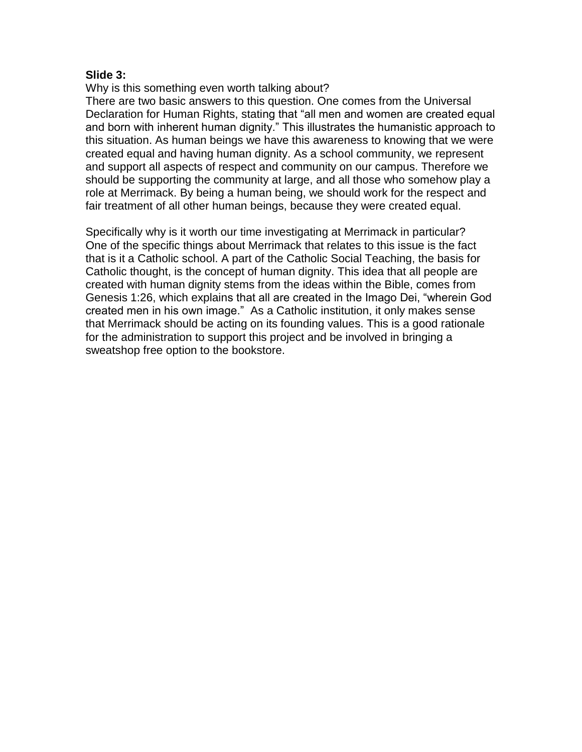**Slide 3:**

Why is this something even worth talking about?

There are two basic answers to this question. One comes from the Universal Declaration for Human Rights, stating that "all men and women are created equal and born with inherent human dignity." This illustrates the humanistic approach to this situation. As human beings we have this awareness to knowing that we were created equal and having human dignity. As a school community, we represent and support all aspects of respect and community on our campus. Therefore we should be supporting the community at large, and all those who somehow play a role at Merrimack. By being a human being, we should work for the respect and fair treatment of all other human beings, because they were created equal.

Specifically why is it worth our time investigating at Merrimack in particular? One of the specific things about Merrimack that relates to this issue is the fact that is it a Catholic school. A part of the Catholic Social Teaching, the basis for Catholic thought, is the concept of human dignity. This idea that all people are created with human dignity stems from the ideas within the Bible, comes from Genesis 1:26, which explains that all are created in the Imago Dei, "wherein God created men in his own image." As a Catholic institution, it only makes sense that Merrimack should be acting on its founding values. This is a good rationale for the administration to support this project and be involved in bringing a sweatshop free option to the bookstore.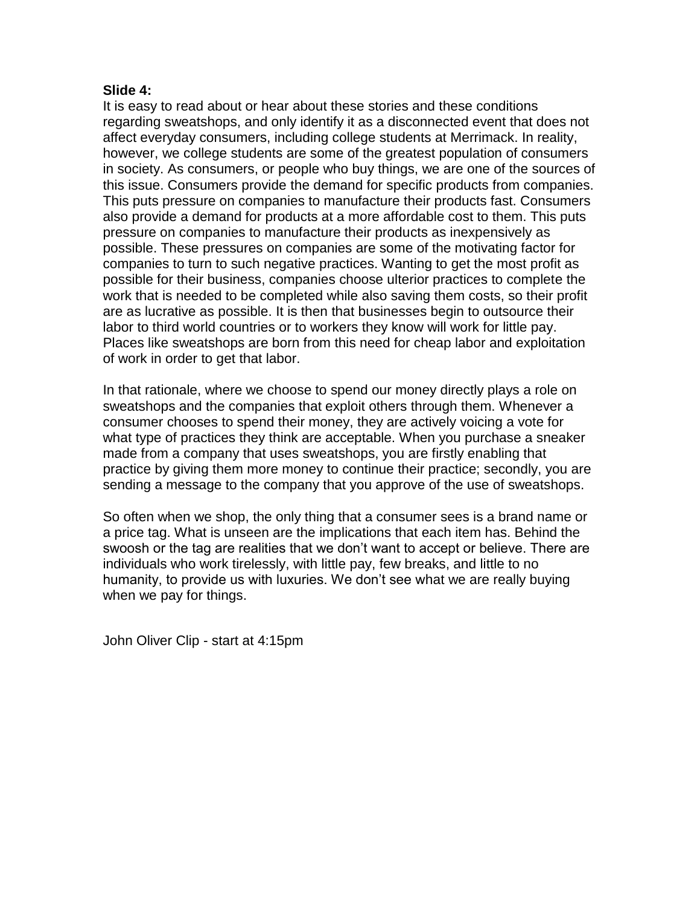**Slide 4:**

It is easy to read about or hear about these stories and these conditions regarding sweatshops, and only identify it as a disconnected event that does not affect everyday consumers, including college students at Merrimack. In reality, however, we college students are some of the greatest population of consumers in society. As consumers, or people who buy things, we are one of the sources of this issue. Consumers provide the demand for specific products from companies. This puts pressure on companies to manufacture their products fast. Consumers also provide a demand for products at a more affordable cost to them. This puts pressure on companies to manufacture their products as inexpensively as possible. These pressures on companies are some of the motivating factor for companies to turn to such negative practices. Wanting to get the most profit as possible for their business, companies choose ulterior practices to complete the work that is needed to be completed while also saving them costs, so their profit are as lucrative as possible. It is then that businesses begin to outsource their labor to third world countries or to workers they know will work for little pay. Places like sweatshops are born from this need for cheap labor and exploitation of work in order to get that labor.

In that rationale, where we choose to spend our money directly plays a role on sweatshops and the companies that exploit others through them. Whenever a consumer chooses to spend their money, they are actively voicing a vote for what type of practices they think are acceptable. When you purchase a sneaker made from a company that uses sweatshops, you are firstly enabling that practice by giving them more money to continue their practice; secondly, you are sending a message to the company that you approve of the use of sweatshops.

So often when we shop, the only thing that a consumer sees is a brand name or a price tag. What is unseen are the implications that each item has. Behind the swoosh or the tag are realities that we don't want to accept or believe. There are individuals who work tirelessly, with little pay, few breaks, and little to no humanity, to provide us with luxuries. We don't see what we are really buying when we pay for things.

John Oliver Clip - start at 4:15pm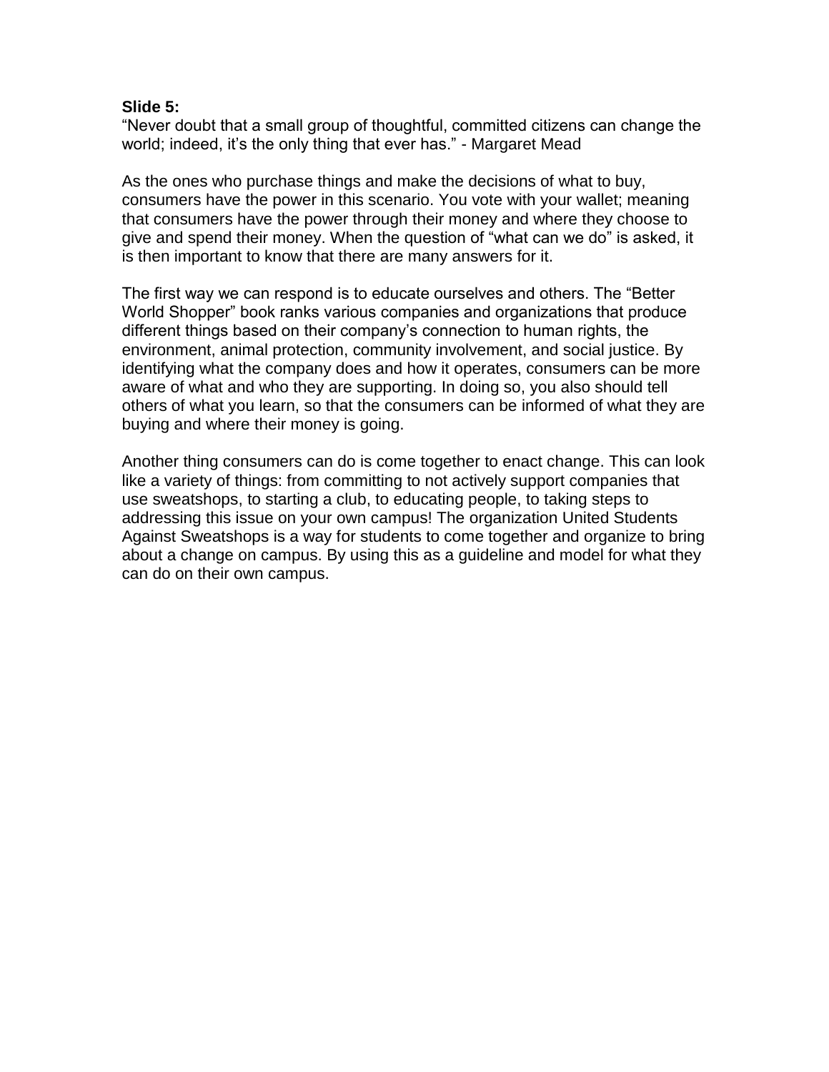**Slide 5:**

"Never doubt that a small group of thoughtful, committed citizens can change the world; indeed, it's the only thing that ever has." - Margaret Mead

As the ones who purchase things and make the decisions of what to buy, consumers have the power in this scenario. You vote with your wallet; meaning that consumers have the power through their money and where they choose to give and spend their money. When the question of "what can we do" is asked, it is then important to know that there are many answers for it.

The first way we can respond is to educate ourselves and others. The "Better World Shopper" book ranks various companies and organizations that produce different things based on their company's connection to human rights, the environment, animal protection, community involvement, and social justice. By identifying what the company does and how it operates, consumers can be more aware of what and who they are supporting. In doing so, you also should tell others of what you learn, so that the consumers can be informed of what they are buying and where their money is going.

Another thing consumers can do is come together to enact change. This can look like a variety of things: from committing to not actively support companies that use sweatshops, to starting a club, to educating people, to taking steps to addressing this issue on your own campus! The organization United Students Against Sweatshops is a way for students to come together and organize to bring about a change on campus. By using this as a guideline and model for what they can do on their own campus.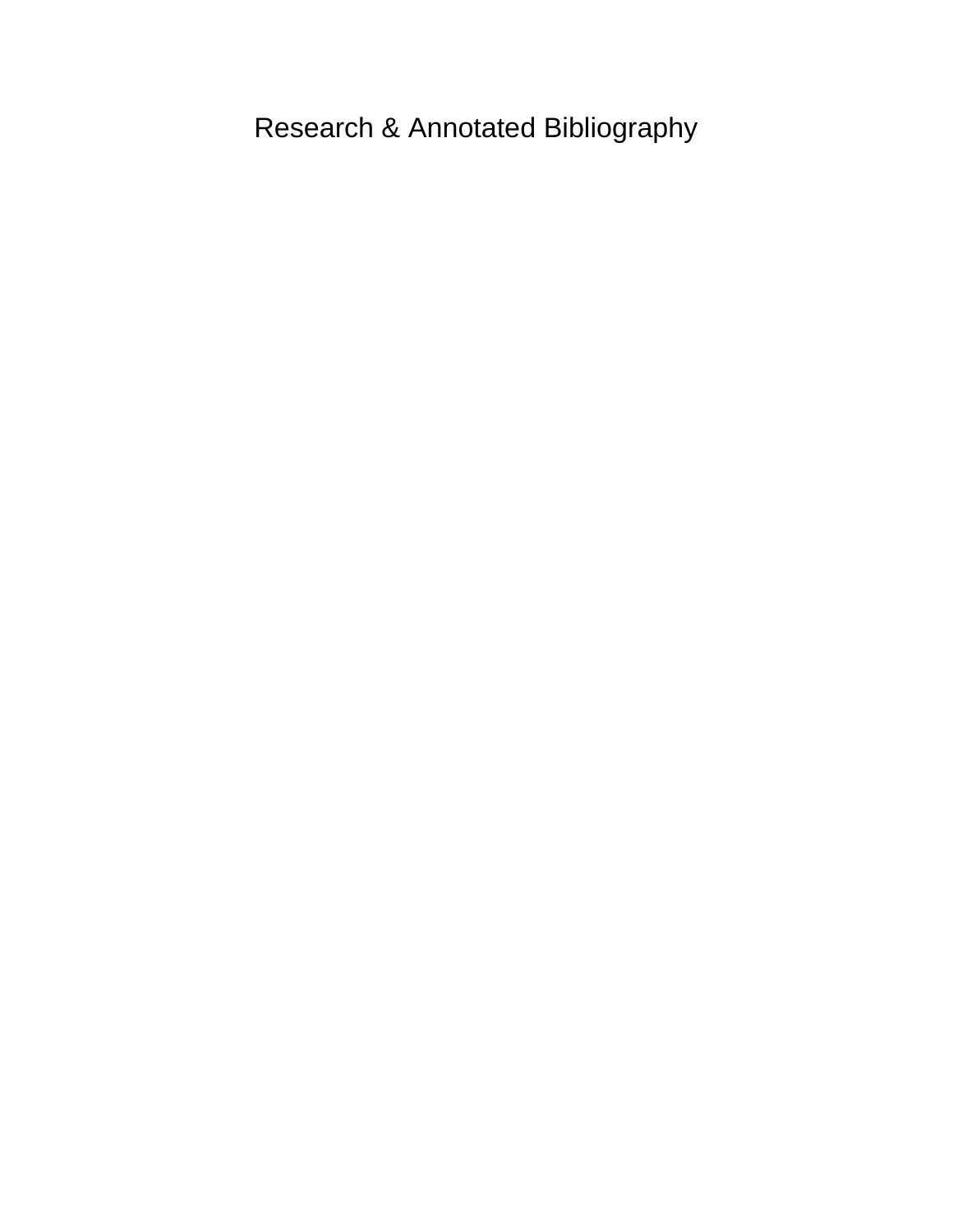# Research & Annotated Bibliography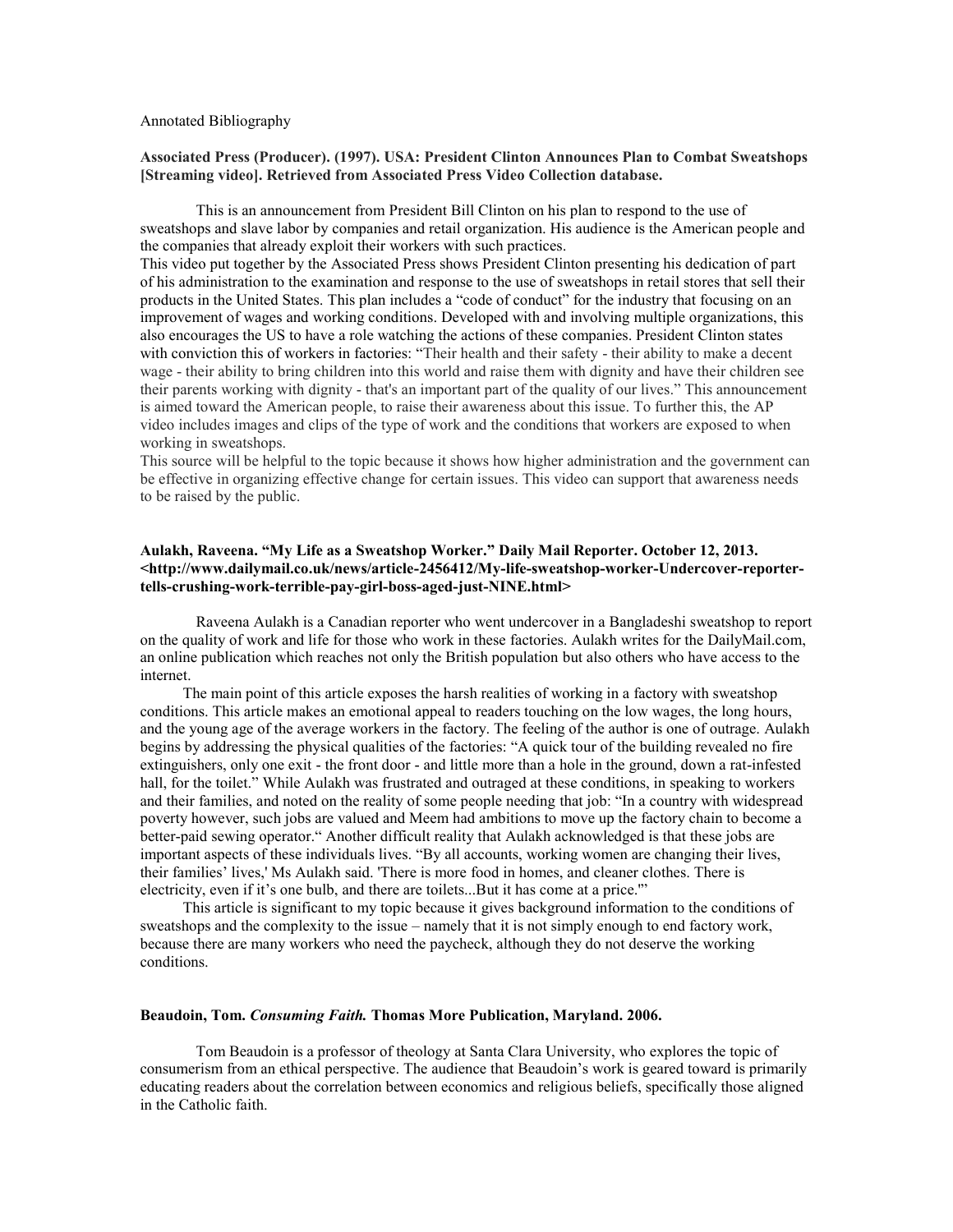Annotated Bibliography

**Associated Press (Producer). (1997). USA: President Clinton Announces Plan to Combat Sweatshops [Streaming video]. Retrieved from Associated Press Video Collection database.**

This is an announcement from President Bill Clinton on his plan to respond to the use of sweatshops and slave labor by companies and retail organization. His audience is the American people and the companies that already exploit their workers with such practices.

This video put together by the Associated Press shows President Clinton presenting his dedication of part of his administration to the examination and response to the use of sweatshops in retail stores that sell their products in the United States. This plan includes a "code of conduct" for the industry that focusing on an improvement of wages and working conditions. Developed with and involving multiple organizations, this also encourages the US to have a role watching the actions of these companies. President Clinton states with conviction this of workers in factories: "Their health and their safety - their ability to make a decent wage - their ability to bring children into this world and raise them with dignity and have their children see their parents working with dignity - that's an important part of the quality of our lives." This announcement is aimed toward the American people, to raise their awareness about this issue. To further this, the AP video includes images and clips of the type of work and the conditions that workers are exposed to when working in sweatshops.

This source will be helpful to the topic because it shows how higher administration and the government can be effective in organizing effective change for certain issues. This video can support that awareness needs to be raised by the public.

**Aulakh, Raveena. "My Life as a Sweatshop Worker." Daily Mail Reporter. October 12, 2013. <http://www.dailymail.co.uk/news/article-2456412/My-life-sweatshop-worker-Undercover-reporter-tells-crushing-work-terrible-pay-girl-boss-aged-just-NINE.html>**

Raveena Aulakh is a Canadian reporter who went undercover in a Bangladeshi sweatshop to report on the quality of work and life for those who work in these factories. Aulakh writes for the DailyMail.com, an online publication which reaches not only the British population but also others who have access to the internet.

The main point of this article exposes the harsh realities of working in a factory with sweatshop conditions. This article makes an emotional appeal to readers touching on the low wages, the long hours, and the young age of the average workers in the factory. The feeling of the author is one of outrage. Aulakh begins by addressing the physical qualities of the factories: "A quick tour of the building revealed no fire extinguishers, only one exit - the front door - and little more than a hole in the ground, down a rat-infested hall, for the toilet." While Aulakh was frustrated and outraged at these conditions, in speaking to workers and their families, and noted on the reality of some people needing that job: "In a country with widespread poverty however, such jobs are valued and Meem had ambitions to move up the factory chain to become a better-paid sewing operator." Another difficult reality that Aulakh acknowledged is that these jobs are important aspects of these individuals lives. "By all accounts, working women are changing their lives, their families' lives,' Ms Aulakh said. 'There is more food in homes, and cleaner clothes. There is electricity, even if it's one bulb, and there are toilets...But it has come at a price.'"

This article is significant to my topic because it gives background information to the conditions of sweatshops and the complexity to the issue – namely that it is not simply enough to end factory work, because there are many workers who need the paycheck, although they do not deserve the working conditions.

**Beaudoin, Tom. *Consuming Faith.* Thomas More Publication, Maryland. 2006.**

Tom Beaudoin is a professor of theology at Santa Clara University, who explores the topic of consumerism from an ethical perspective. The audience that Beaudoin's work is geared toward is primarily educating readers about the correlation between economics and religious beliefs, specifically those aligned in the Catholic faith.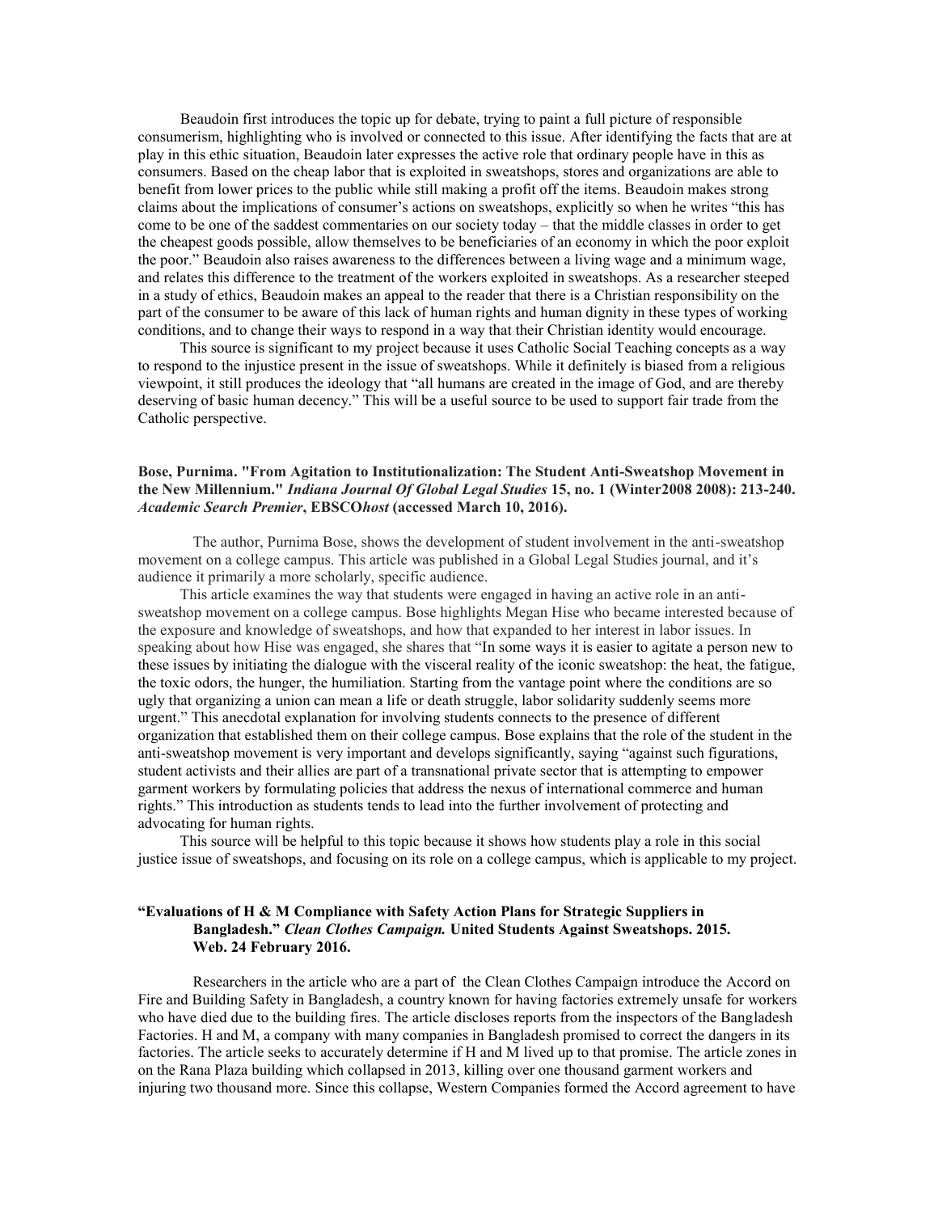Beaudoin first introduces the topic up for debate, trying to paint a full picture of responsible consumerism, highlighting who is involved or connected to this issue. After identifying the facts that are at play in this ethic situation, Beaudoin later expresses the active role that ordinary people have in this as consumers. Based on the cheap labor that is exploited in sweatshops, stores and organizations are able to benefit from lower prices to the public while still making a profit off the items. Beaudoin makes strong claims about the implications of consumer's actions on sweatshops, explicitly so when he writes "this has come to be one of the saddest commentaries on our society today – that the middle classes in order to get the cheapest goods possible, allow themselves to be beneficiaries of an economy in which the poor exploit the poor." Beaudoin also raises awareness to the differences between a living wage and a minimum wage, and relates this difference to the treatment of the workers exploited in sweatshops. As a researcher steeped in a study of ethics, Beaudoin makes an appeal to the reader that there is a Christian responsibility on the part of the consumer to be aware of this lack of human rights and human dignity in these types of working conditions, and to change their ways to respond in a way that their Christian identity would encourage.

This source is significant to my project because it uses Catholic Social Teaching concepts as a way to respond to the injustice present in the issue of sweatshops. While it definitely is biased from a religious viewpoint, it still produces the ideology that "all humans are created in the image of God, and are thereby deserving of basic human decency." This will be a useful source to be used to support fair trade from the Catholic perspective.

**Bose, Purnima. "From Agitation to Institutionalization: The Student Anti-Sweatshop Movement in the New Millennium."** ***Indiana Journal Of Global Legal Studies*** **15, no. 1 (Winter2008 2008): 213-240.** ***Academic Search Premier*****, EBSCO*****host*** **(accessed March 10, 2016).**

The author, Purnima Bose, shows the development of student involvement in the anti-sweatshop movement on a college campus. This article was published in a Global Legal Studies journal, and it's audience it primarily a more scholarly, specific audience.

This article examines the way that students were engaged in having an active role in an anti-sweatshop movement on a college campus. Bose highlights Megan Hise who became interested because of the exposure and knowledge of sweatshops, and how that expanded to her interest in labor issues. In speaking about how Hise was engaged, she shares that "In some ways it is easier to agitate a person new to these issues by initiating the dialogue with the visceral reality of the iconic sweatshop: the heat, the fatigue, the toxic odors, the hunger, the humiliation. Starting from the vantage point where the conditions are so ugly that organizing a union can mean a life or death struggle, labor solidarity suddenly seems more urgent." This anecdotal explanation for involving students connects to the presence of different organization that established them on their college campus. Bose explains that the role of the student in the anti-sweatshop movement is very important and develops significantly, saying "against such figurations, student activists and their allies are part of a transnational private sector that is attempting to empower garment workers by formulating policies that address the nexus of international commerce and human rights." This introduction as students tends to lead into the further involvement of protecting and advocating for human rights.

This source will be helpful to this topic because it shows how students play a role in this social justice issue of sweatshops, and focusing on its role on a college campus, which is applicable to my project.

**"Evaluations of H & M Compliance with Safety Action Plans for Strategic Suppliers in Bangladesh."** ***Clean Clothes Campaign.*** **United Students Against Sweatshops. 2015. Web. 24 February 2016.**

Researchers in the article who are a part of the Clean Clothes Campaign introduce the Accord on Fire and Building Safety in Bangladesh, a country known for having factories extremely unsafe for workers who have died due to the building fires. The article discloses reports from the inspectors of the Bangladesh Factories. H and M, a company with many companies in Bangladesh promised to correct the dangers in its factories. The article seeks to accurately determine if H and M lived up to that promise. The article zones in on the Rana Plaza building which collapsed in 2013, killing over one thousand garment workers and injuring two thousand more. Since this collapse, Western Companies formed the Accord agreement to have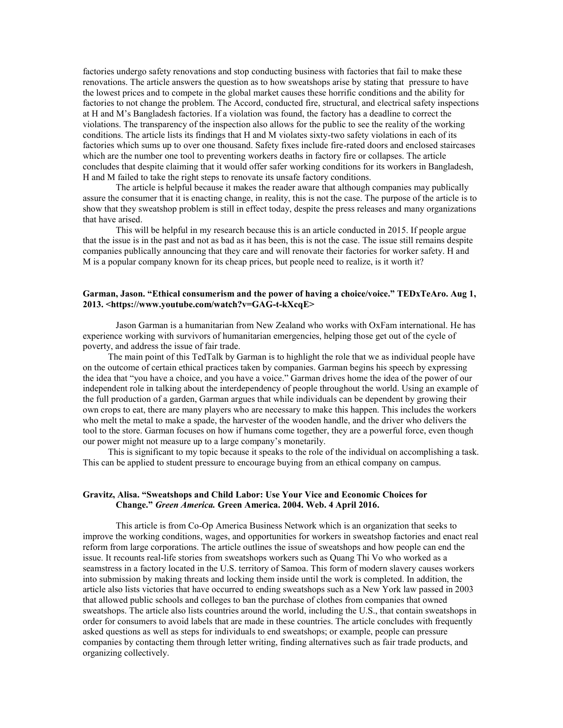factories undergo safety renovations and stop conducting business with factories that fail to make these renovations. The article answers the question as to how sweatshops arise by stating that pressure to have the lowest prices and to compete in the global market causes these horrific conditions and the ability for factories to not change the problem. The Accord, conducted fire, structural, and electrical safety inspections at H and M's Bangladesh factories. If a violation was found, the factory has a deadline to correct the violations. The transparency of the inspection also allows for the public to see the reality of the working conditions. The article lists its findings that H and M violates sixty-two safety violations in each of its factories which sums up to over one thousand. Safety fixes include fire-rated doors and enclosed staircases which are the number one tool to preventing workers deaths in factory fire or collapses. The article concludes that despite claiming that it would offer safer working conditions for its workers in Bangladesh, H and M failed to take the right steps to renovate its unsafe factory conditions.

The article is helpful because it makes the reader aware that although companies may publically assure the consumer that it is enacting change, in reality, this is not the case. The purpose of the article is to show that they sweatshop problem is still in effect today, despite the press releases and many organizations that have arised.

This will be helpful in my research because this is an article conducted in 2015. If people argue that the issue is in the past and not as bad as it has been, this is not the case. The issue still remains despite companies publically announcing that they care and will renovate their factories for worker safety. H and M is a popular company known for its cheap prices, but people need to realize, is it worth it?

**Garman, Jason. "Ethical consumerism and the power of having a choice/voice." TEDxTeAro. Aug 1, 2013. <https://www.youtube.com/watch?v=GAG-t-kXcqE>**

Jason Garman is a humanitarian from New Zealand who works with OxFam international. He has experience working with survivors of humanitarian emergencies, helping those get out of the cycle of poverty, and address the issue of fair trade.

The main point of this TedTalk by Garman is to highlight the role that we as individual people have on the outcome of certain ethical practices taken by companies. Garman begins his speech by expressing the idea that "you have a choice, and you have a voice." Garman drives home the idea of the power of our independent role in talking about the interdependency of people throughout the world. Using an example of the full production of a garden, Garman argues that while individuals can be dependent by growing their own crops to eat, there are many players who are necessary to make this happen. This includes the workers who melt the metal to make a spade, the harvester of the wooden handle, and the driver who delivers the tool to the store. Garman focuses on how if humans come together, they are a powerful force, even though our power might not measure up to a large company's monetarily.

This is significant to my topic because it speaks to the role of the individual on accomplishing a task. This can be applied to student pressure to encourage buying from an ethical company on campus.

**Gravitz, Alisa. "Sweatshops and Child Labor: Use Your Vice and Economic Choices for Change."** ***Green America.*** **Green America. 2004. Web. 4 April 2016.**

This article is from Co-Op America Business Network which is an organization that seeks to improve the working conditions, wages, and opportunities for workers in sweatshop factories and enact real reform from large corporations. The article outlines the issue of sweatshops and how people can end the issue. It recounts real-life stories from sweatshops workers such as Quang Thi Vo who worked as a seamstress in a factory located in the U.S. territory of Samoa. This form of modern slavery causes workers into submission by making threats and locking them inside until the work is completed. In addition, the article also lists victories that have occurred to ending sweatshops such as a New York law passed in 2003 that allowed public schools and colleges to ban the purchase of clothes from companies that owned sweatshops. The article also lists countries around the world, including the U.S., that contain sweatshops in order for consumers to avoid labels that are made in these countries. The article concludes with frequently asked questions as well as steps for individuals to end sweatshops; or example, people can pressure companies by contacting them through letter writing, finding alternatives such as fair trade products, and organizing collectively.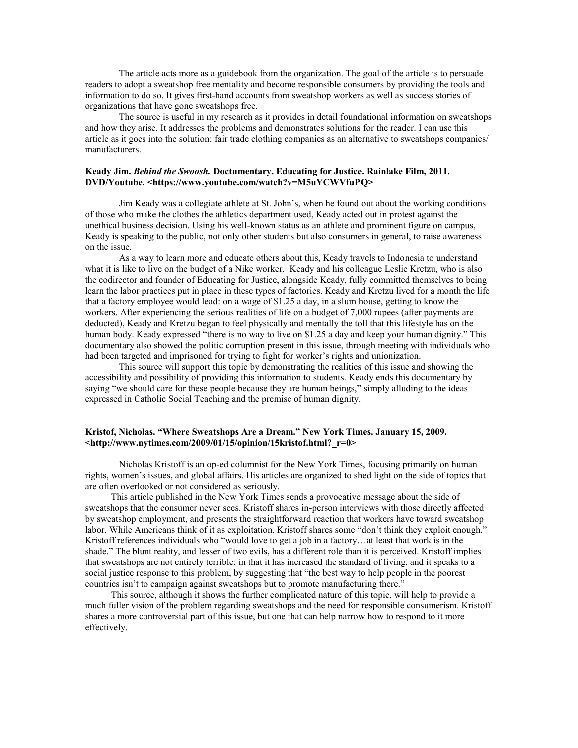The article acts more as a guidebook from the organization. The goal of the article is to persuade readers to adopt a sweatshop free mentality and become responsible consumers by providing the tools and information to do so. It gives first-hand accounts from sweatshop workers as well as success stories of organizations that have gone sweatshops free.

The source is useful in my research as it provides in detail foundational information on sweatshops and how they arise. It addresses the problems and demonstrates solutions for the reader. I can use this article as it goes into the solution: fair trade clothing companies as an alternative to sweatshops companies/ manufacturers.

**Keady Jim. *Behind the Swoosh.* Documentary. Educating for Justice. Rainlake Film, 2011. DVD/Youtube. <https://www.youtube.com/watch?v=M5uYCWVfuPQ>**

Jim Keady was a collegiate athlete at St. John's, when he found out about the working conditions of those who make the clothes the athletics department used, Keady acted out in protest against the unethical business decision. Using his well-known status as an athlete and prominent figure on campus, Keady is speaking to the public, not only other students but also consumers in general, to raise awareness on the issue.

As a way to learn more and educate others about this, Keady travels to Indonesia to understand what it is like to live on the budget of a Nike worker. Keady and his colleague Leslie Kretzu, who is also the codirector and founder of Educating for Justice, alongside Keady, fully committed themselves to being learn the labor practices put in place in these types of factories. Keady and Kretzu lived for a month the life that a factory employee would lead: on a wage of $1.25 a day, in a slum house, getting to know the workers. After experiencing the serious realities of life on a budget of 7,000 rupees (after payments are deducted), Keady and Kretzu began to feel physically and mentally the toll that this lifestyle has on the human body. Keady expressed "there is no way to live on $1.25 a day and keep your human dignity." This documentary also showed the politic corruption present in this issue, through meeting with individuals who had been targeted and imprisoned for trying to fight for worker's rights and unionization.

This source will support this topic by demonstrating the realities of this issue and showing the accessibility and possibility of providing this information to students. Keady ends this documentary by saying "we should care for these people because they are human beings," simply alluding to the ideas expressed in Catholic Social Teaching and the premise of human dignity.

**Kristof, Nicholas. "Where Sweatshops Are a Dream." New York Times. January 15, 2009. <http://www.nytimes.com/2009/01/15/opinion/15kristof.html?_r=0>**

Nicholas Kristoff is an op-ed columnist for the New York Times, focusing primarily on human rights, women's issues, and global affairs. His articles are organized to shed light on the side of topics that are often overlooked or not considered as seriously.

This article published in the New York Times sends a provocative message about the side of sweatshops that the consumer never sees. Kristoff shares in-person interviews with those directly affected by sweatshop employment, and presents the straightforward reaction that workers have toward sweatshop labor. While Americans think of it as exploitation, Kristoff shares some "don't think they exploit enough." Kristoff references individuals who "would love to get a job in a factory…at least that work is in the shade." The blunt reality, and lesser of two evils, has a different role than it is perceived. Kristoff implies that sweatshops are not entirely terrible: in that it has increased the standard of living, and it speaks to a social justice response to this problem, by suggesting that "the best way to help people in the poorest countries isn't to campaign against sweatshops but to promote manufacturing there."

This source, although it shows the further complicated nature of this topic, will help to provide a much fuller vision of the problem regarding sweatshops and the need for responsible consumerism. Kristoff shares a more controversial part of this issue, but one that can help narrow how to respond to it more effectively.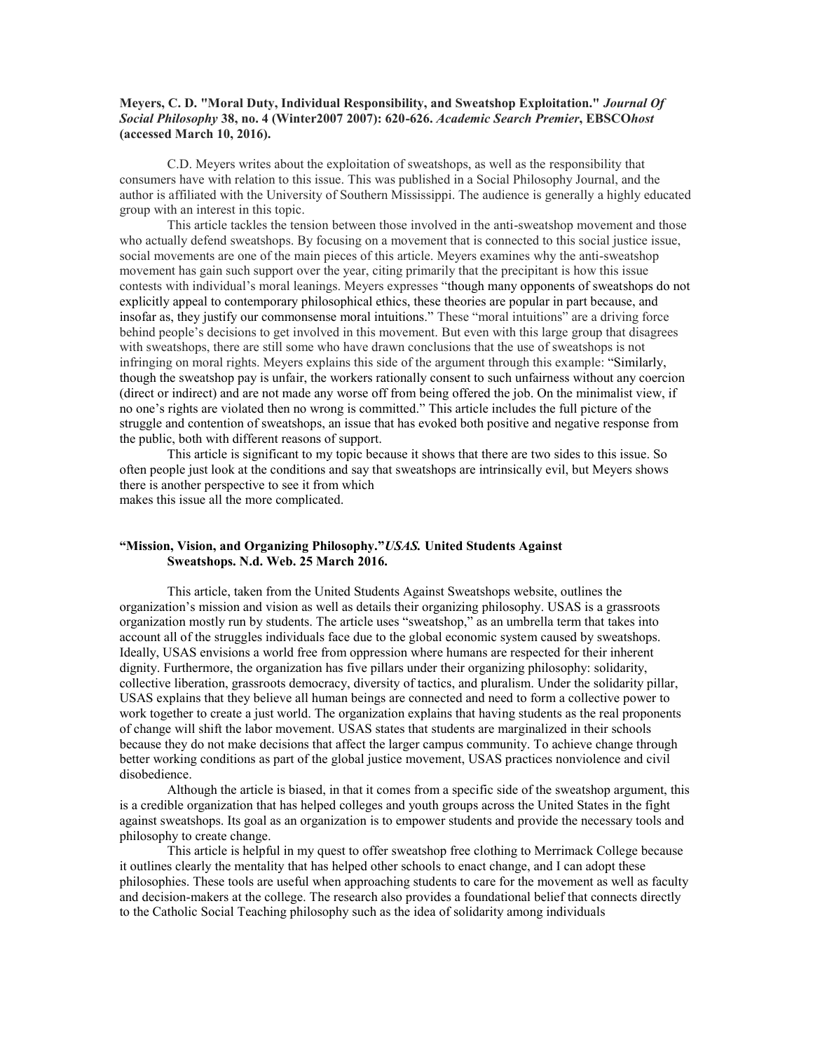**Meyers, C. D. "Moral Duty, Individual Responsibility, and Sweatshop Exploitation."** ***Journal Of Social Philosophy*** **38, no. 4 (Winter2007 2007): 620-626.** ***Academic Search Premier*****, EBSCO*****host*** **(accessed March 10, 2016).**

C.D. Meyers writes about the exploitation of sweatshops, as well as the responsibility that consumers have with relation to this issue. This was published in a Social Philosophy Journal, and the author is affiliated with the University of Southern Mississippi. The audience is generally a highly educated group with an interest in this topic.

This article tackles the tension between those involved in the anti-sweatshop movement and those who actually defend sweatshops. By focusing on a movement that is connected to this social justice issue, social movements are one of the main pieces of this article. Meyers examines why the anti-sweatshop movement has gain such support over the year, citing primarily that the precipitant is how this issue contests with individual's moral leanings. Meyers expresses "though many opponents of sweatshops do not explicitly appeal to contemporary philosophical ethics, these theories are popular in part because, and insofar as, they justify our commonsense moral intuitions." These "moral intuitions" are a driving force behind people's decisions to get involved in this movement. But even with this large group that disagrees with sweatshops, there are still some who have drawn conclusions that the use of sweatshops is not infringing on moral rights. Meyers explains this side of the argument through this example: "Similarly, though the sweatshop pay is unfair, the workers rationally consent to such unfairness without any coercion (direct or indirect) and are not made any worse off from being offered the job. On the minimalist view, if no one's rights are violated then no wrong is committed." This article includes the full picture of the struggle and contention of sweatshops, an issue that has evoked both positive and negative response from the public, both with different reasons of support.

This article is significant to my topic because it shows that there are two sides to this issue. So often people just look at the conditions and say that sweatshops are intrinsically evil, but Meyers shows there is another perspective to see it from which makes this issue all the more complicated.

**"Mission, Vision, and Organizing Philosophy."*****USAS.*** **United Students Against Sweatshops. N.d. Web. 25 March 2016.**

This article, taken from the United Students Against Sweatshops website, outlines the organization's mission and vision as well as details their organizing philosophy. USAS is a grassroots organization mostly run by students. The article uses "sweatshop," as an umbrella term that takes into account all of the struggles individuals face due to the global economic system caused by sweatshops. Ideally, USAS envisions a world free from oppression where humans are respected for their inherent dignity. Furthermore, the organization has five pillars under their organizing philosophy: solidarity, collective liberation, grassroots democracy, diversity of tactics, and pluralism. Under the solidarity pillar, USAS explains that they believe all human beings are connected and need to form a collective power to work together to create a just world. The organization explains that having students as the real proponents of change will shift the labor movement. USAS states that students are marginalized in their schools because they do not make decisions that affect the larger campus community. To achieve change through better working conditions as part of the global justice movement, USAS practices nonviolence and civil disobedience.

Although the article is biased, in that it comes from a specific side of the sweatshop argument, this is a credible organization that has helped colleges and youth groups across the United States in the fight against sweatshops. Its goal as an organization is to empower students and provide the necessary tools and philosophy to create change.

This article is helpful in my quest to offer sweatshop free clothing to Merrimack College because it outlines clearly the mentality that has helped other schools to enact change, and I can adopt these philosophies. These tools are useful when approaching students to care for the movement as well as faculty and decision-makers at the college. The research also provides a foundational belief that connects directly to the Catholic Social Teaching philosophy such as the idea of solidarity among individuals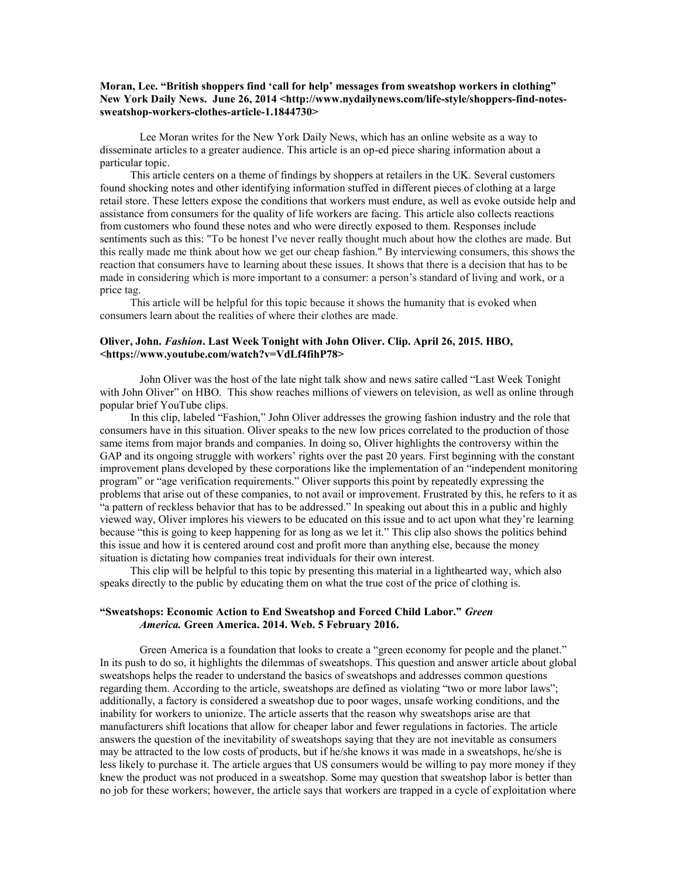**Moran, Lee. "British shoppers find 'call for help' messages from sweatshop workers in clothing" New York Daily News. June 26, 2014 <http://www.nydailynews.com/life-style/shoppers-find-notes-sweatshop-workers-clothes-article-1.1844730>**

Lee Moran writes for the New York Daily News, which has an online website as a way to disseminate articles to a greater audience. This article is an op-ed piece sharing information about a particular topic.

This article centers on a theme of findings by shoppers at retailers in the UK. Several customers found shocking notes and other identifying information stuffed in different pieces of clothing at a large retail store. These letters expose the conditions that workers must endure, as well as evoke outside help and assistance from consumers for the quality of life workers are facing. This article also collects reactions from customers who found these notes and who were directly exposed to them. Responses include sentiments such as this: "To be honest I've never really thought much about how the clothes are made. But this really made me think about how we get our cheap fashion." By interviewing consumers, this shows the reaction that consumers have to learning about these issues. It shows that there is a decision that has to be made in considering which is more important to a consumer: a person's standard of living and work, or a price tag.

This article will be helpful for this topic because it shows the humanity that is evoked when consumers learn about the realities of where their clothes are made.

**Oliver, John. *Fashion*. Last Week Tonight with John Oliver. Clip. April 26, 2015. HBO, <https://www.youtube.com/watch?v=VdLf4fihP78>**

John Oliver was the host of the late night talk show and news satire called "Last Week Tonight with John Oliver" on HBO. This show reaches millions of viewers on television, as well as online through popular brief YouTube clips.

In this clip, labeled "Fashion," John Oliver addresses the growing fashion industry and the role that consumers have in this situation. Oliver speaks to the new low prices correlated to the production of those same items from major brands and companies. In doing so, Oliver highlights the controversy within the GAP and its ongoing struggle with workers' rights over the past 20 years. First beginning with the constant improvement plans developed by these corporations like the implementation of an "independent monitoring program" or "age verification requirements." Oliver supports this point by repeatedly expressing the problems that arise out of these companies, to not avail or improvement. Frustrated by this, he refers to it as "a pattern of reckless behavior that has to be addressed." In speaking out about this in a public and highly viewed way, Oliver implores his viewers to be educated on this issue and to act upon what they're learning because "this is going to keep happening for as long as we let it." This clip also shows the politics behind this issue and how it is centered around cost and profit more than anything else, because the money situation is dictating how companies treat individuals for their own interest.

This clip will be helpful to this topic by presenting this material in a lighthearted way, which also speaks directly to the public by educating them on what the true cost of the price of clothing is.

**"Sweatshops: Economic Action to End Sweatshop and Forced Child Labor." *Green America.* Green America. 2014. Web. 5 February 2016.**

Green America is a foundation that looks to create a "green economy for people and the planet." In its push to do so, it highlights the dilemmas of sweatshops. This question and answer article about global sweatshops helps the reader to understand the basics of sweatshops and addresses common questions regarding them. According to the article, sweatshops are defined as violating "two or more labor laws"; additionally, a factory is considered a sweatshop due to poor wages, unsafe working conditions, and the inability for workers to unionize. The article asserts that the reason why sweatshops arise are that manufacturers shift locations that allow for cheaper labor and fewer regulations in factories. The article answers the question of the inevitability of sweatshops saying that they are not inevitable as consumers may be attracted to the low costs of products, but if he/she knows it was made in a sweatshops, he/she is less likely to purchase it. The article argues that US consumers would be willing to pay more money if they knew the product was not produced in a sweatshop. Some may question that sweatshop labor is better than no job for these workers; however, the article says that workers are trapped in a cycle of exploitation where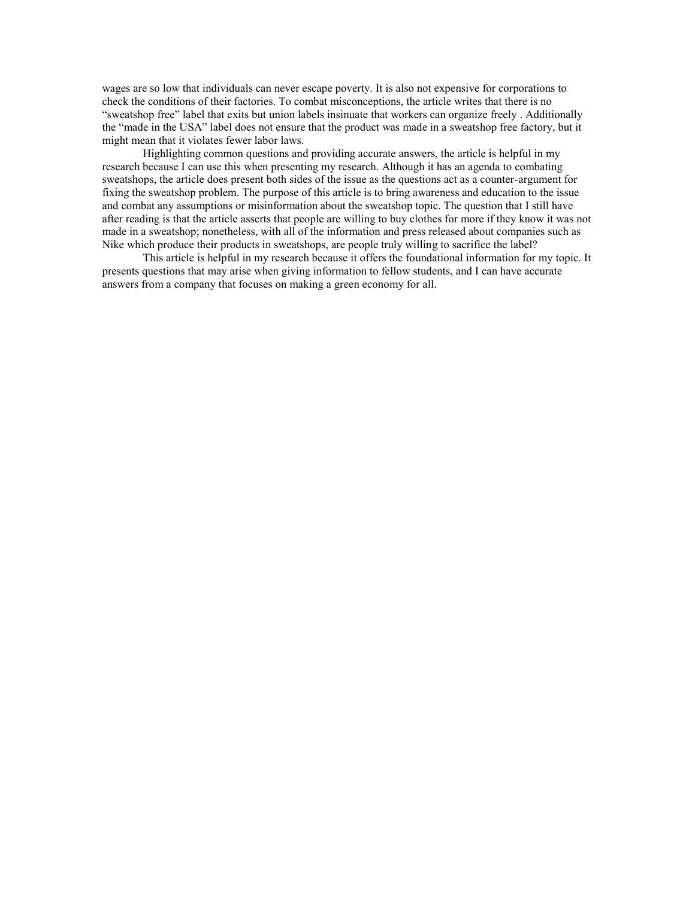wages are so low that individuals can never escape poverty. It is also not expensive for corporations to check the conditions of their factories. To combat misconceptions, the article writes that there is no "sweatshop free" label that exits but union labels insinuate that workers can organize freely . Additionally the "made in the USA" label does not ensure that the product was made in a sweatshop free factory, but it might mean that it violates fewer labor laws.

Highlighting common questions and providing accurate answers, the article is helpful in my research because I can use this when presenting my research. Although it has an agenda to combating sweatshops, the article does present both sides of the issue as the questions act as a counter-argument for fixing the sweatshop problem. The purpose of this article is to bring awareness and education to the issue and combat any assumptions or misinformation about the sweatshop topic. The question that I still have after reading is that the article asserts that people are willing to buy clothes for more if they know it was not made in a sweatshop; nonetheless, with all of the information and press released about companies such as Nike which produce their products in sweatshops, are people truly willing to sacrifice the label?

This article is helpful in my research because it offers the foundational information for my topic. It presents questions that may arise when giving information to fellow students, and I can have accurate answers from a company that focuses on making a green economy for all.